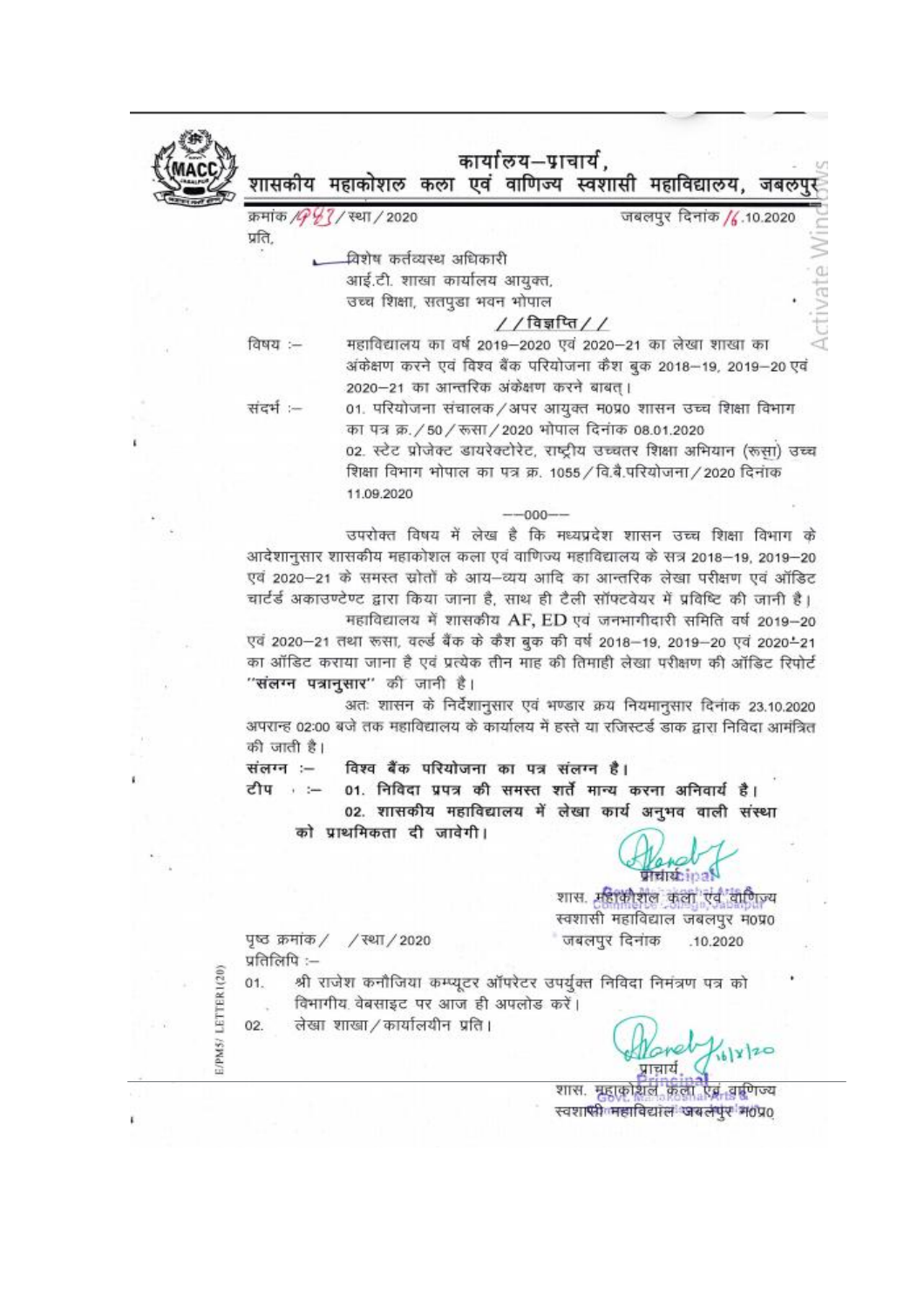# कार्यालय–प्राचार्य,
## शासकीय महाकोशल कला एवं वाणिज्य स्वशासी महाविद्यालय, जबलपुर

क्रमांक /1943/ स्था / 2020 जबलपुर दिनांक /6.10.2020

प्रति,

विशेष कर्तव्यस्थ अधिकारी
आई.टी. शाखा कार्यालय आयुक्त,
उच्च शिक्षा, सतपुडा भवन भोपाल

**/ / विज्ञप्ति / /**

विषय :– महाविद्यालय का वर्ष 2019–2020 एवं 2020–21 का लेखा शाखा का अंकेक्षण करने एवं विश्व बैंक परियोजना कैश बुक 2018–19, 2019–20 एवं 2020–21 का आन्तरिक अंकेक्षण करने बाबत्।

संदर्भ :– 01. परियोजना संचालक / अपर आयुक्त म0प्र0 शासन उच्च शिक्षा विभाग का पत्र क्र. / 50 / रूसा / 2020 भोपाल दिनांक 08.01.2020
02. स्टेट प्रोजेक्ट डायरेक्टोरेट, राष्ट्रीय उच्चतर शिक्षा अभियान (रूसा) उच्च शिक्षा विभाग भोपाल का पत्र क्र. 1055 / वि.बै.परियोजना / 2020 दिनांक 11.09.2020

––000––

उपरोक्त विषय में लेख है कि मध्यप्रदेश शासन उच्च शिक्षा विभाग के आदेशानुसार शासकीय महाकोशल कला एवं वाणिज्य महाविद्यालय के सत्र 2018–19, 2019–20 एवं 2020–21 के समस्त स्रोतों के आय–व्यय आदि का आन्तरिक लेखा परीक्षण एवं ऑडिट चार्टर्ड अकाउण्टेण्ट द्वारा किया जाना है, साथ ही टैली सॉफ्टवेयर में प्रविष्टि की जानी है।

महाविद्यालय में शासकीय AF, ED एवं जनभागीदारी समिति वर्ष 2019–20 एवं 2020–21 तथा रूसा, वर्ल्ड बैंक के कैश बुक की वर्ष 2018–19, 2019–20 एवं 2020–21 का ऑडिट कराया जाना है एवं प्रत्येक तीन माह की तिमाही लेखा परीक्षण की ऑडिट रिपोर्ट **"संलग्न पत्रानुसार"** की जानी है।

अतः शासन के निर्देशानुसार एवं भण्डार क्रय नियमानुसार दिनांक 23.10.2020 अपरान्ह 02:00 बजे तक महाविद्यालय के कार्यालय में हस्ते या रजिस्टर्ड डाक द्वारा निविदा आमंत्रित की जाती है।

संलग्न :– **विश्व बैंक परियोजना का पत्र संलग्न है।**

टीप :– **01. निविदा प्रपत्र की समस्त शर्तें मान्य करना अनिवार्य है।**
**02. शासकीय महाविद्यालय में लेखा कार्य अनुभव वाली संस्था को प्राथमिकता दी जावेगी।**

प्राचार्य
शास. महाकोशल कला एवं वाणिज्य
स्वशासी महाविद्याल जबलपुर म0प्र0

पृष्ठ क्रमांक / / स्था / 2020 जबलपुर दिनांक .10.2020

प्रतिलिपि :–

01. श्री राजेश कनौजिया कम्प्यूटर ऑपरेटर उपर्युक्त निविदा निमंत्रण पत्र को विभागीय वेबसाइट पर आज ही अपलोड करें।
02. लेखा शाखा / कार्यालयीन प्रति।

प्राचार्य
शास. महाकोशल कला एवं वाणिज्य
स्वशासी महाविद्याल जबलपुर म0प्र0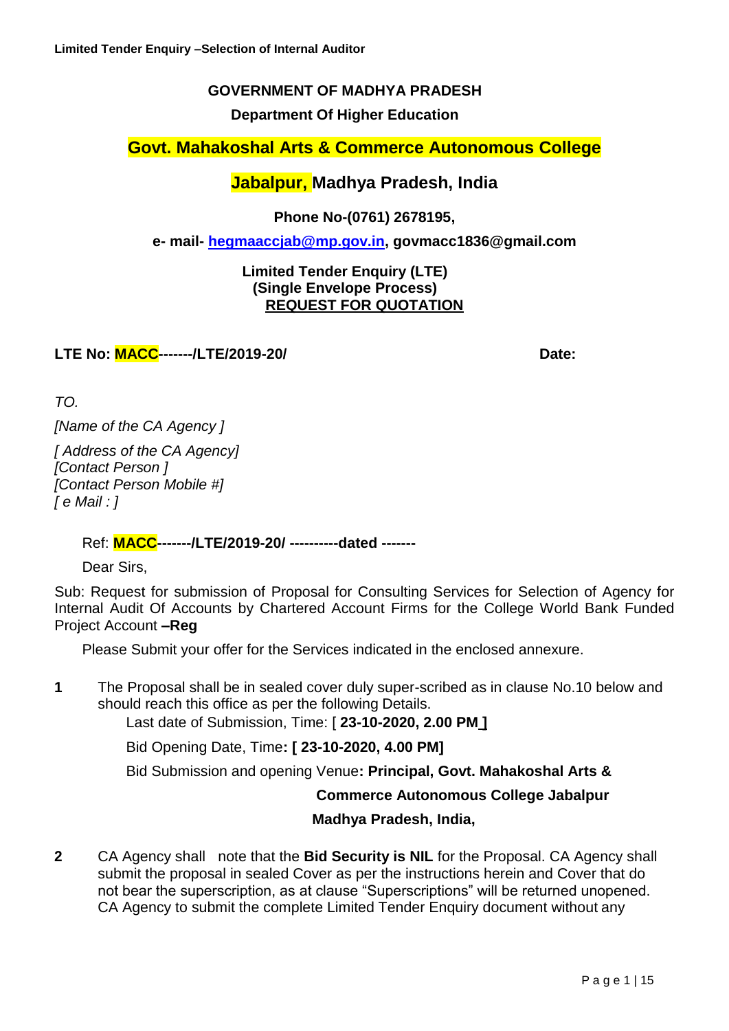**GOVERNMENT OF MADHYA PRADESH**

**Department Of Higher Education**

## Govt. Mahakoshal Arts & Commerce Autonomous College

## Jabalpur, Madhya Pradesh, India

**Phone No-(0761) 2678195,**

**e- mail- hegmaaccjab@mp.gov.in, govmacc1836@gmail.com**

**Limited Tender Enquiry (LTE)**
**(Single Envelope Process)**
**REQUEST FOR QUOTATION**

**LTE No: MACC-------/LTE/2019-20/** **Date:**

*TO.*

*[Name of the CA Agency ]*

*[ Address of the CA Agency]*
*[Contact Person ]*
*[Contact Person Mobile #]*
*[ e Mail : ]*

Ref: **MACC-------/LTE/2019-20/ ----------dated -------**

Dear Sirs,

Sub: Request for submission of Proposal for Consulting Services for Selection of Agency for Internal Audit Of Accounts by Chartered Account Firms for the College World Bank Funded Project Account **–Reg**

Please Submit your offer for the Services indicated in the enclosed annexure.

**1** The Proposal shall be in sealed cover duly super-scribed as in clause No.10 below and should reach this office as per the following Details.

Last date of Submission, Time: [ **23-10-2020, 2.00 PM ]**

Bid Opening Date, Time**: [ 23-10-2020, 4.00 PM]**

Bid Submission and opening Venue**: Principal, Govt. Mahakoshal Arts & Commerce Autonomous College Jabalpur Madhya Pradesh, India,**

**2** CA Agency shall note that the **Bid Security is NIL** for the Proposal. CA Agency shall submit the proposal in sealed Cover as per the instructions herein and Cover that do not bear the superscription, as at clause "Superscriptions" will be returned unopened. CA Agency to submit the complete Limited Tender Enquiry document without any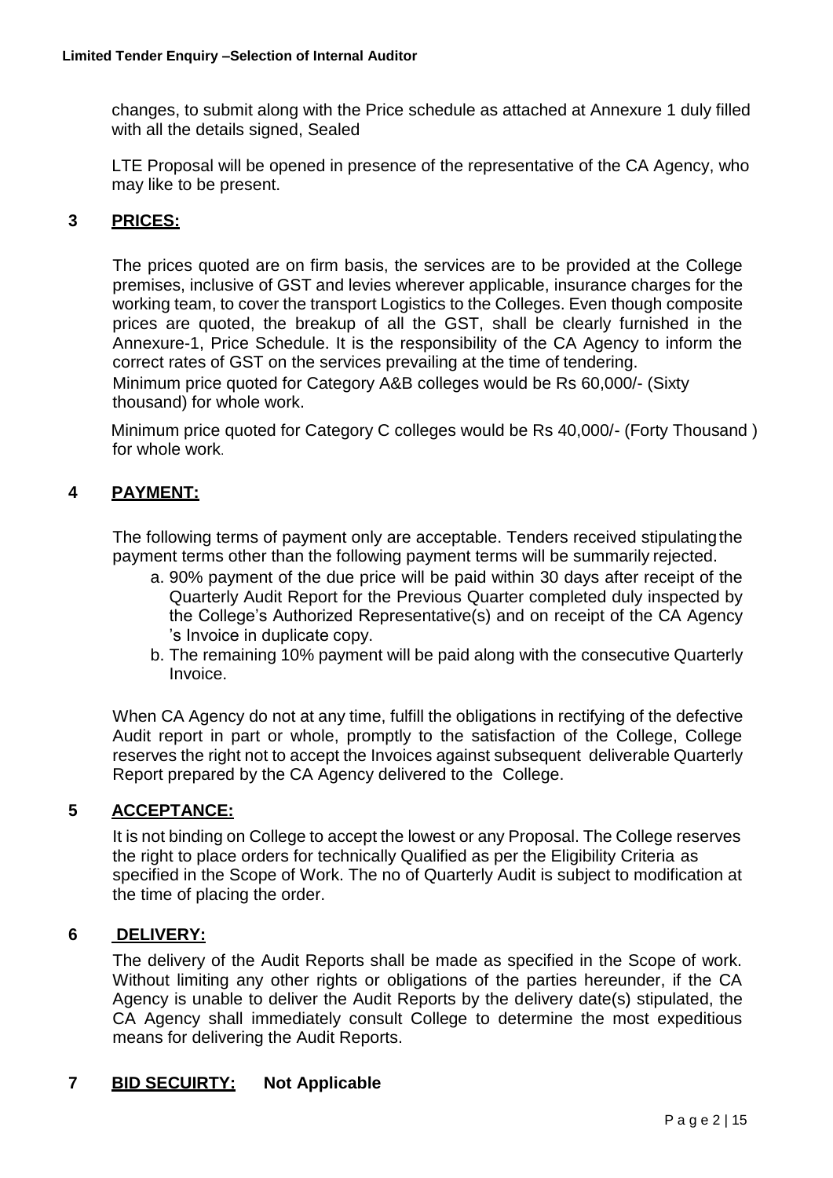changes, to submit along with the Price schedule as attached at Annexure 1 duly filled with all the details signed, Sealed

LTE Proposal will be opened in presence of the representative of the CA Agency, who may like to be present.

## 3 PRICES:

The prices quoted are on firm basis, the services are to be provided at the College premises, inclusive of GST and levies wherever applicable, insurance charges for the working team, to cover the transport Logistics to the Colleges. Even though composite prices are quoted, the breakup of all the GST, shall be clearly furnished in the Annexure-1, Price Schedule. It is the responsibility of the CA Agency to inform the correct rates of GST on the services prevailing at the time of tendering.

Minimum price quoted for Category A&B colleges would be Rs 60,000/- (Sixty thousand) for whole work.

Minimum price quoted for Category C colleges would be Rs 40,000/- (Forty Thousand ) for whole work.

## 4 PAYMENT:

The following terms of payment only are acceptable. Tenders received stipulating the payment terms other than the following payment terms will be summarily rejected.

a. 90% payment of the due price will be paid within 30 days after receipt of the Quarterly Audit Report for the Previous Quarter completed duly inspected by the College's Authorized Representative(s) and on receipt of the CA Agency 's Invoice in duplicate copy.
b. The remaining 10% payment will be paid along with the consecutive Quarterly Invoice.

When CA Agency do not at any time, fulfill the obligations in rectifying of the defective Audit report in part or whole, promptly to the satisfaction of the College, College reserves the right not to accept the Invoices against subsequent deliverable Quarterly Report prepared by the CA Agency delivered to the College.

## 5 ACCEPTANCE:

It is not binding on College to accept the lowest or any Proposal. The College reserves the right to place orders for technically Qualified as per the Eligibility Criteria as specified in the Scope of Work. The no of Quarterly Audit is subject to modification at the time of placing the order.

## 6 DELIVERY:

The delivery of the Audit Reports shall be made as specified in the Scope of work. Without limiting any other rights or obligations of the parties hereunder, if the CA Agency is unable to deliver the Audit Reports by the delivery date(s) stipulated, the CA Agency shall immediately consult College to determine the most expeditious means for delivering the Audit Reports.

## 7 BID SECUIRTY: Not Applicable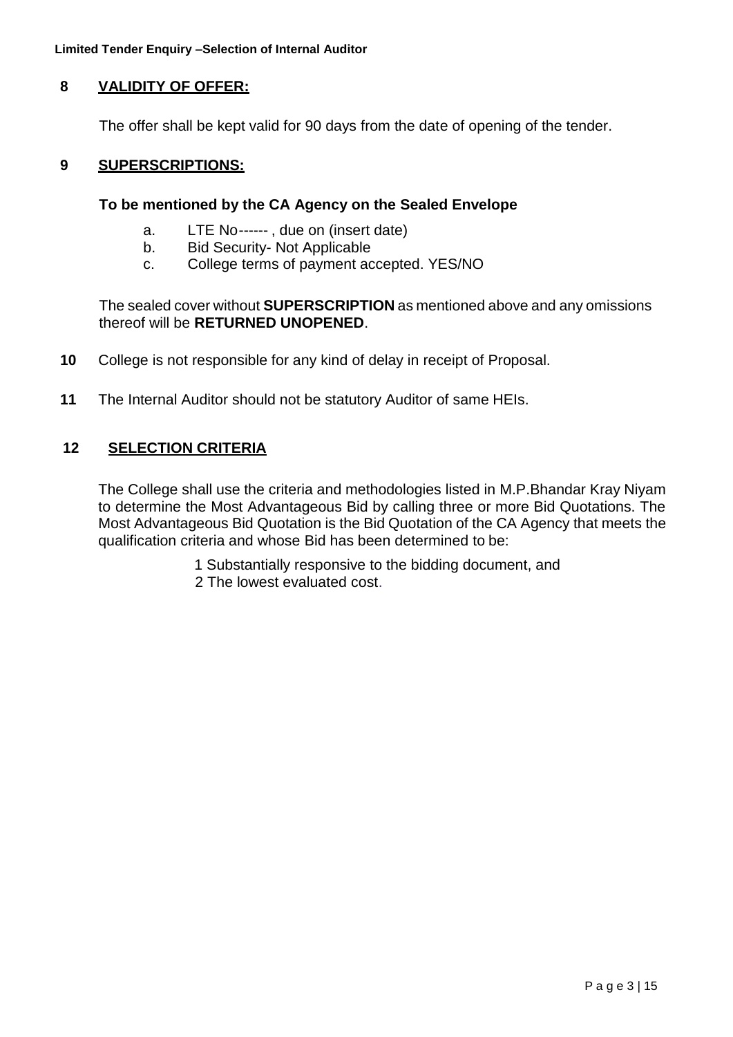## 8 VALIDITY OF OFFER:

The offer shall be kept valid for 90 days from the date of opening of the tender.

## 9 SUPERSCRIPTIONS:

**To be mentioned by the CA Agency on the Sealed Envelope**

a. LTE No------ , due on (insert date)
b. Bid Security- Not Applicable
c. College terms of payment accepted. YES/NO

The sealed cover without **SUPERSCRIPTION** as mentioned above and any omissions thereof will be **RETURNED UNOPENED**.

**10** College is not responsible for any kind of delay in receipt of Proposal.

**11** The Internal Auditor should not be statutory Auditor of same HEIs.

## 12 SELECTION CRITERIA

The College shall use the criteria and methodologies listed in M.P.Bhandar Kray Niyam to determine the Most Advantageous Bid by calling three or more Bid Quotations. The Most Advantageous Bid Quotation is the Bid Quotation of the CA Agency that meets the qualification criteria and whose Bid has been determined to be:

1 Substantially responsive to the bidding document, and
2 The lowest evaluated cost.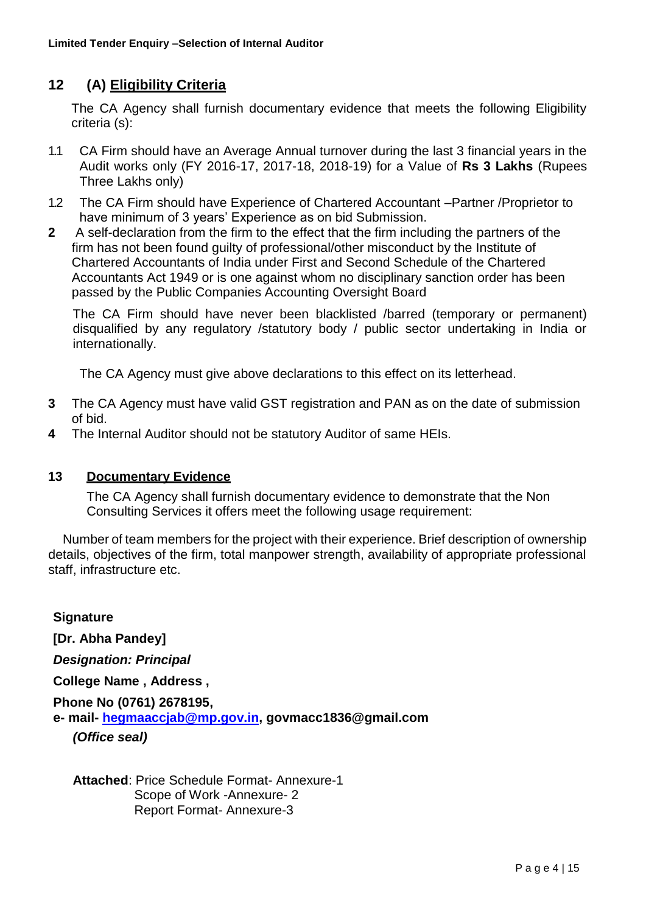## 12 (A) Eligibility Criteria

The CA Agency shall furnish documentary evidence that meets the following Eligibility criteria (s):

1.1 CA Firm should have an Average Annual turnover during the last 3 financial years in the Audit works only (FY 2016-17, 2017-18, 2018-19) for a Value of **Rs 3 Lakhs** (Rupees Three Lakhs only)

1.2 The CA Firm should have Experience of Chartered Accountant –Partner /Proprietor to have minimum of 3 years' Experience as on bid Submission.

**2** A self-declaration from the firm to the effect that the firm including the partners of the firm has not been found guilty of professional/other misconduct by the Institute of Chartered Accountants of India under First and Second Schedule of the Chartered Accountants Act 1949 or is one against whom no disciplinary sanction order has been passed by the Public Companies Accounting Oversight Board

The CA Firm should have never been blacklisted /barred (temporary or permanent) disqualified by any regulatory /statutory body / public sector undertaking in India or internationally.

The CA Agency must give above declarations to this effect on its letterhead.

**3** The CA Agency must have valid GST registration and PAN as on the date of submission of bid.

**4** The Internal Auditor should not be statutory Auditor of same HEIs.

## 13 Documentary Evidence

The CA Agency shall furnish documentary evidence to demonstrate that the Non Consulting Services it offers meet the following usage requirement:

Number of team members for the project with their experience. Brief description of ownership details, objectives of the firm, total manpower strength, availability of appropriate professional staff, infrastructure etc.

**Signature**

**[Dr. Abha Pandey]**

***Designation: Principal***

**College Name , Address ,**

**Phone No (0761) 2678195,**

**e- mail- hegmaaccjab@mp.gov.in, govmacc1836@gmail.com**

***(Office seal)***

**Attached**: Price Schedule Format- Annexure-1
Scope of Work -Annexure- 2
Report Format- Annexure-3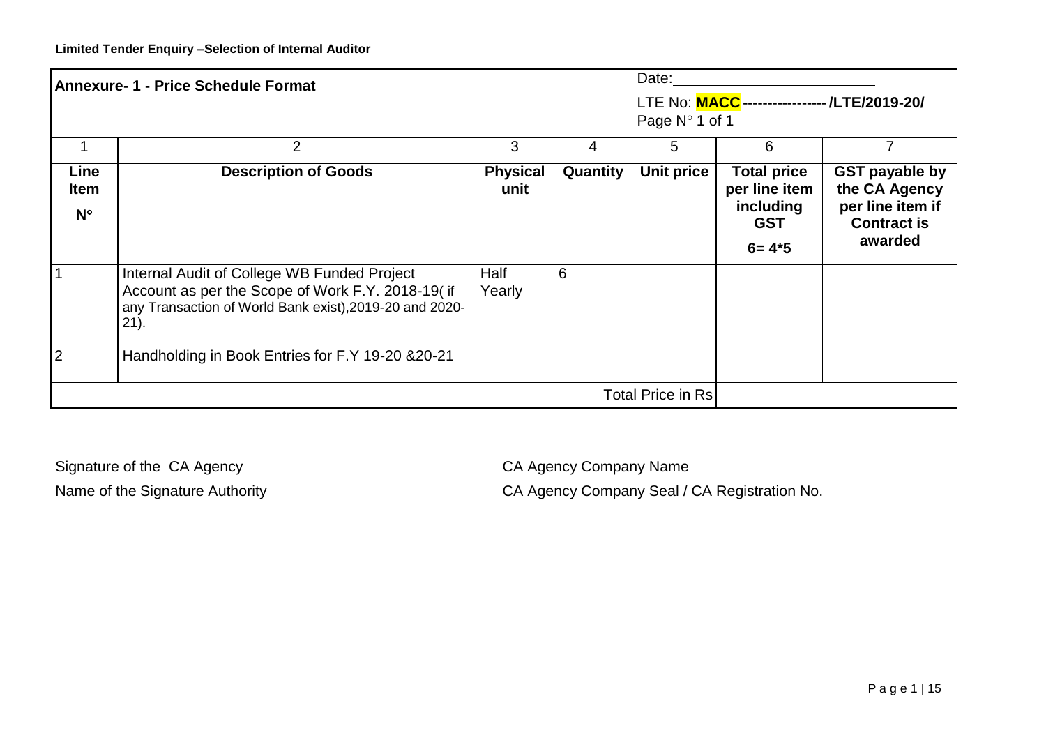**Limited Tender Enquiry –Selection of Internal Auditor**

**Annexure- 1 - Price Schedule Format**

Date: ________________________

LTE No: **MACC ----------------- /LTE/2019-20/**

Page N° 1 of 1

| 1 | 2 | 3 | 4 | 5 | 6 | 7 |
|---|---|---|---|---|---|---|
| **Line Item N°** | **Description of Goods** | **Physical unit** | **Quantity** | **Unit price** | **Total price per line item including GST 6= 4*5** | **GST payable by the CA Agency per line item if Contract is awarded** |
| 1 | Internal Audit of College WB Funded Project Account as per the Scope of Work F.Y. 2018-19( if any Transaction of World Bank exist),2019-20 and 2020-21). | Half Yearly | 6 | | | |
| 2 | Handholding in Book Entries for F.Y 19-20 &20-21 | | | | | |
| | | | | Total Price in Rs | | |

Signature of the CA Agency

Name of the Signature Authority

CA Agency Company Name

CA Agency Company Seal / CA Registration No.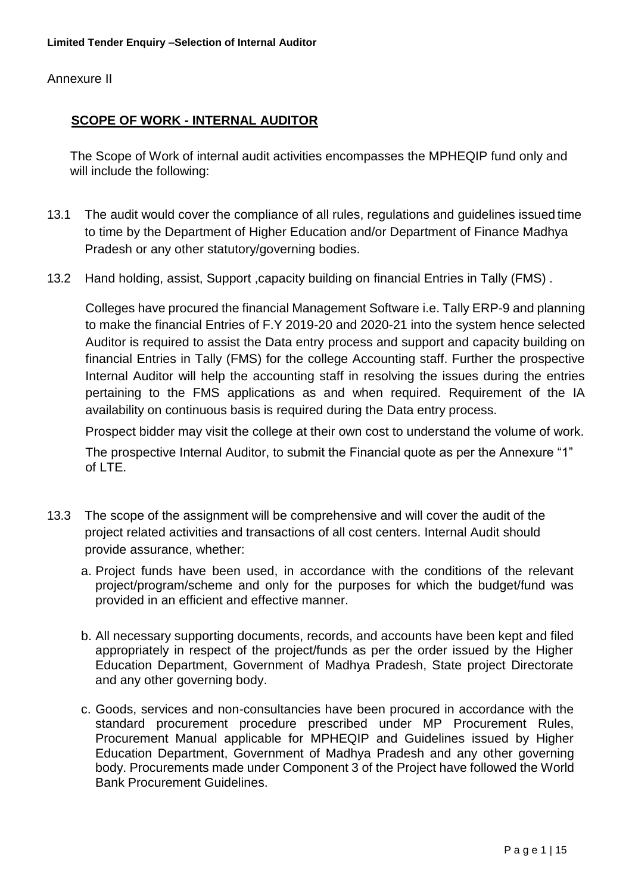Annexure II

## SCOPE OF WORK - INTERNAL AUDITOR

The Scope of Work of internal audit activities encompasses the MPHEQIP fund only and will include the following:

13.1 The audit would cover the compliance of all rules, regulations and guidelines issued time to time by the Department of Higher Education and/or Department of Finance Madhya Pradesh or any other statutory/governing bodies.

13.2 Hand holding, assist, Support ,capacity building on financial Entries in Tally (FMS) .

Colleges have procured the financial Management Software i.e. Tally ERP-9 and planning to make the financial Entries of F.Y 2019-20 and 2020-21 into the system hence selected Auditor is required to assist the Data entry process and support and capacity building on financial Entries in Tally (FMS) for the college Accounting staff. Further the prospective Internal Auditor will help the accounting staff in resolving the issues during the entries pertaining to the FMS applications as and when required. Requirement of the IA availability on continuous basis is required during the Data entry process.

Prospect bidder may visit the college at their own cost to understand the volume of work.

The prospective Internal Auditor, to submit the Financial quote as per the Annexure "1" of LTE.

13.3 The scope of the assignment will be comprehensive and will cover the audit of the project related activities and transactions of all cost centers. Internal Audit should provide assurance, whether:

a. Project funds have been used, in accordance with the conditions of the relevant project/program/scheme and only for the purposes for which the budget/fund was provided in an efficient and effective manner.

b. All necessary supporting documents, records, and accounts have been kept and filed appropriately in respect of the project/funds as per the order issued by the Higher Education Department, Government of Madhya Pradesh, State project Directorate and any other governing body.

c. Goods, services and non-consultancies have been procured in accordance with the standard procurement procedure prescribed under MP Procurement Rules, Procurement Manual applicable for MPHEQIP and Guidelines issued by Higher Education Department, Government of Madhya Pradesh and any other governing body. Procurements made under Component 3 of the Project have followed the World Bank Procurement Guidelines.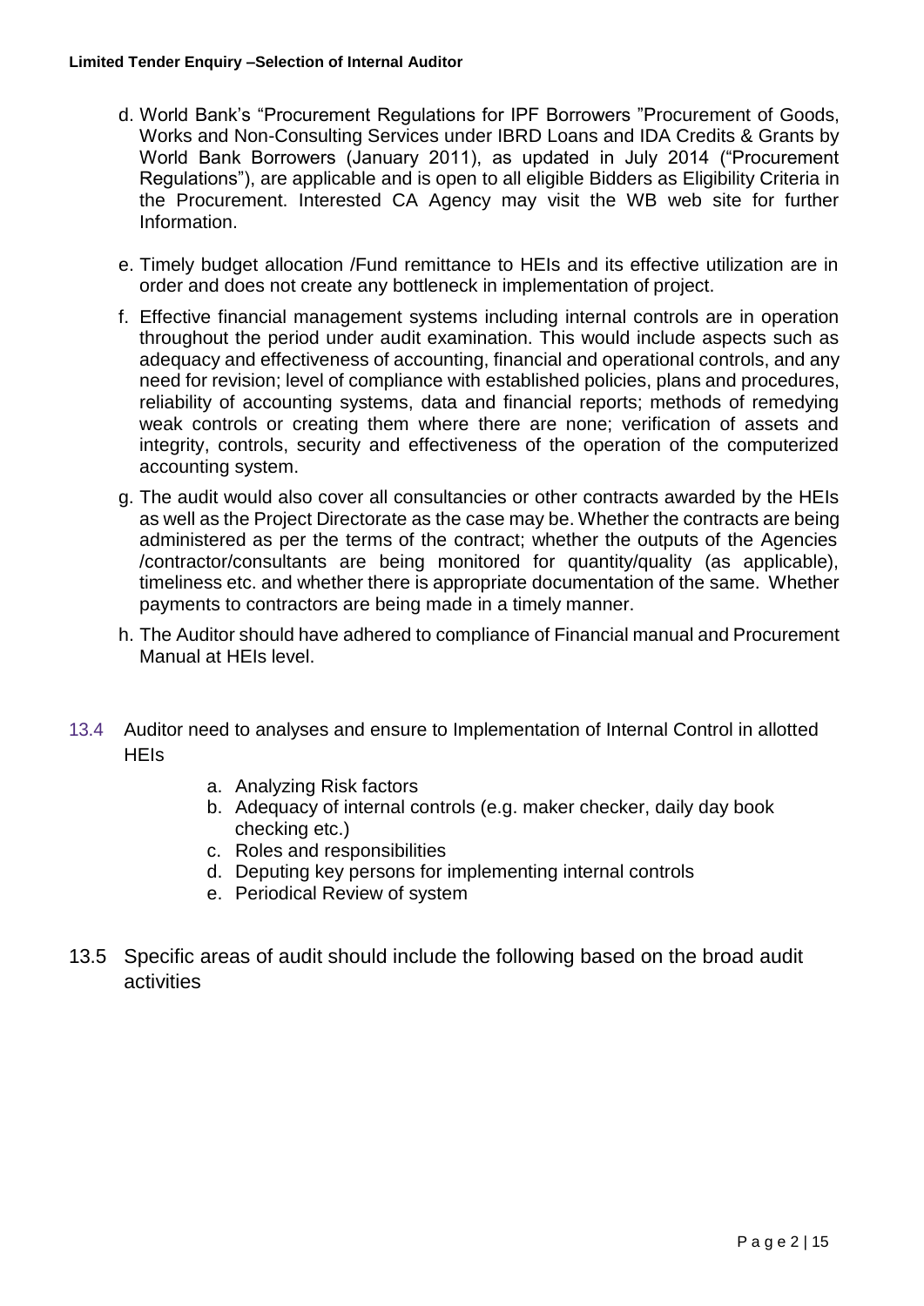d. World Bank's "Procurement Regulations for IPF Borrowers "Procurement of Goods, Works and Non-Consulting Services under IBRD Loans and IDA Credits & Grants by World Bank Borrowers (January 2011), as updated in July 2014 ("Procurement Regulations"), are applicable and is open to all eligible Bidders as Eligibility Criteria in the Procurement. Interested CA Agency may visit the WB web site for further Information.

e. Timely budget allocation /Fund remittance to HEIs and its effective utilization are in order and does not create any bottleneck in implementation of project.

f. Effective financial management systems including internal controls are in operation throughout the period under audit examination. This would include aspects such as adequacy and effectiveness of accounting, financial and operational controls, and any need for revision; level of compliance with established policies, plans and procedures, reliability of accounting systems, data and financial reports; methods of remedying weak controls or creating them where there are none; verification of assets and integrity, controls, security and effectiveness of the operation of the computerized accounting system.

g. The audit would also cover all consultancies or other contracts awarded by the HEIs as well as the Project Directorate as the case may be. Whether the contracts are being administered as per the terms of the contract; whether the outputs of the Agencies /contractor/consultants are being monitored for quantity/quality (as applicable), timeliness etc. and whether there is appropriate documentation of the same. Whether payments to contractors are being made in a timely manner.

h. The Auditor should have adhered to compliance of Financial manual and Procurement Manual at HEIs level.

13.4 Auditor need to analyses and ensure to Implementation of Internal Control in allotted HEIs

a. Analyzing Risk factors
b. Adequacy of internal controls (e.g. maker checker, daily day book checking etc.)
c. Roles and responsibilities
d. Deputing key persons for implementing internal controls
e. Periodical Review of system

13.5 Specific areas of audit should include the following based on the broad audit activities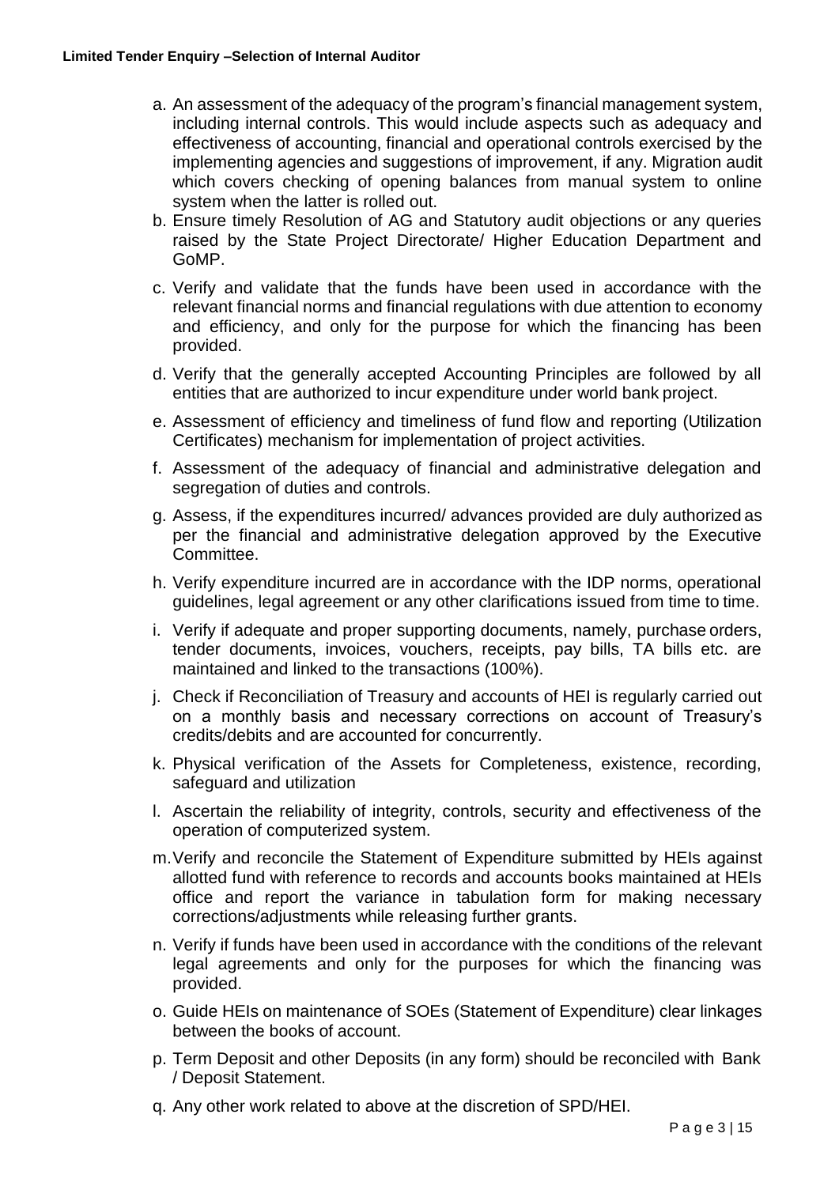a. An assessment of the adequacy of the program's financial management system, including internal controls. This would include aspects such as adequacy and effectiveness of accounting, financial and operational controls exercised by the implementing agencies and suggestions of improvement, if any. Migration audit which covers checking of opening balances from manual system to online system when the latter is rolled out.
b. Ensure timely Resolution of AG and Statutory audit objections or any queries raised by the State Project Directorate/ Higher Education Department and GoMP.
c. Verify and validate that the funds have been used in accordance with the relevant financial norms and financial regulations with due attention to economy and efficiency, and only for the purpose for which the financing has been provided.
d. Verify that the generally accepted Accounting Principles are followed by all entities that are authorized to incur expenditure under world bank project.
e. Assessment of efficiency and timeliness of fund flow and reporting (Utilization Certificates) mechanism for implementation of project activities.
f. Assessment of the adequacy of financial and administrative delegation and segregation of duties and controls.
g. Assess, if the expenditures incurred/ advances provided are duly authorized as per the financial and administrative delegation approved by the Executive Committee.
h. Verify expenditure incurred are in accordance with the IDP norms, operational guidelines, legal agreement or any other clarifications issued from time to time.
i. Verify if adequate and proper supporting documents, namely, purchase orders, tender documents, invoices, vouchers, receipts, pay bills, TA bills etc. are maintained and linked to the transactions (100%).
j. Check if Reconciliation of Treasury and accounts of HEI is regularly carried out on a monthly basis and necessary corrections on account of Treasury's credits/debits and are accounted for concurrently.
k. Physical verification of the Assets for Completeness, existence, recording, safeguard and utilization
l. Ascertain the reliability of integrity, controls, security and effectiveness of the operation of computerized system.
m. Verify and reconcile the Statement of Expenditure submitted by HEIs against allotted fund with reference to records and accounts books maintained at HEIs office and report the variance in tabulation form for making necessary corrections/adjustments while releasing further grants.
n. Verify if funds have been used in accordance with the conditions of the relevant legal agreements and only for the purposes for which the financing was provided.
o. Guide HEIs on maintenance of SOEs (Statement of Expenditure) clear linkages between the books of account.
p. Term Deposit and other Deposits (in any form) should be reconciled with Bank / Deposit Statement.
q. Any other work related to above at the discretion of SPD/HEI.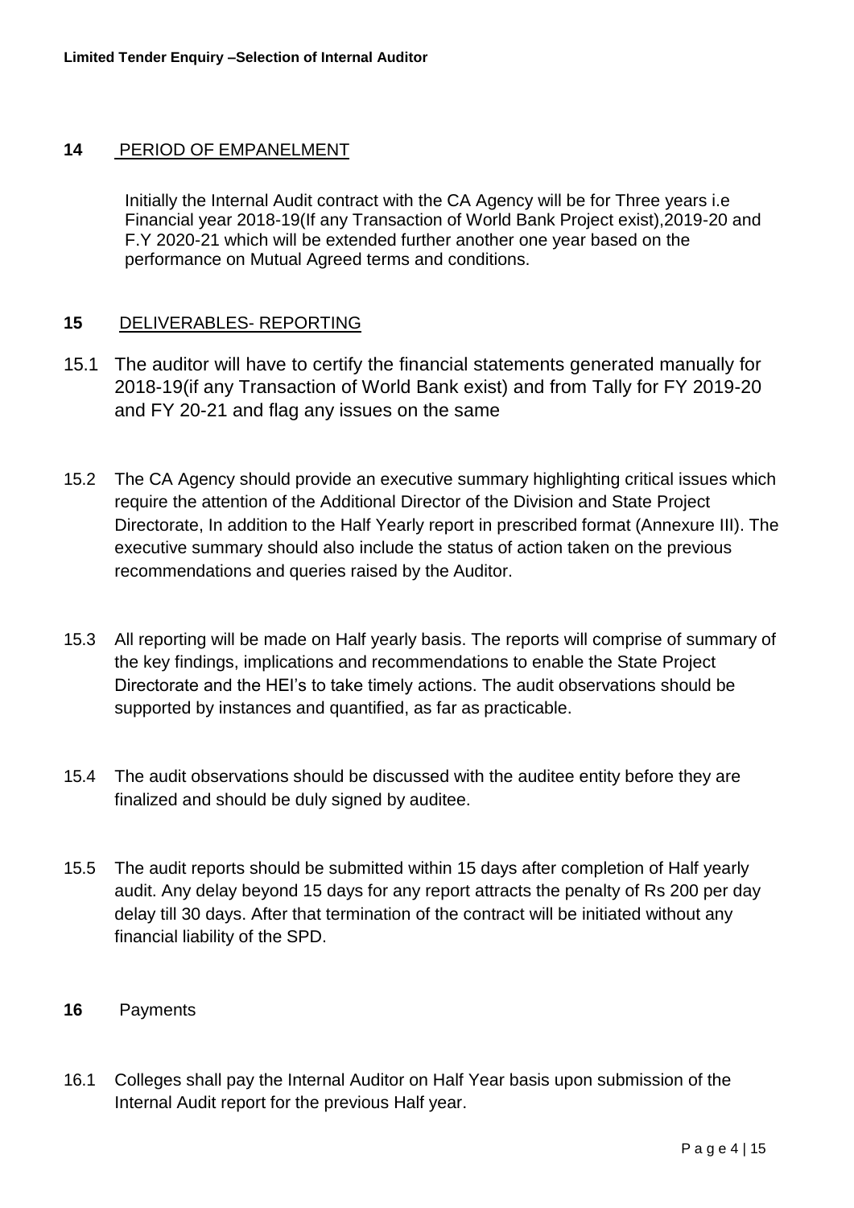## 14 PERIOD OF EMPANELMENT

Initially the Internal Audit contract with the CA Agency will be for Three years i.e Financial year 2018-19(If any Transaction of World Bank Project exist),2019-20 and F.Y 2020-21 which will be extended further another one year based on the performance on Mutual Agreed terms and conditions.

## 15 DELIVERABLES- REPORTING

15.1 The auditor will have to certify the financial statements generated manually for 2018-19(if any Transaction of World Bank exist) and from Tally for FY 2019-20 and FY 20-21 and flag any issues on the same

15.2 The CA Agency should provide an executive summary highlighting critical issues which require the attention of the Additional Director of the Division and State Project Directorate, In addition to the Half Yearly report in prescribed format (Annexure III). The executive summary should also include the status of action taken on the previous recommendations and queries raised by the Auditor.

15.3 All reporting will be made on Half yearly basis. The reports will comprise of summary of the key findings, implications and recommendations to enable the State Project Directorate and the HEI's to take timely actions. The audit observations should be supported by instances and quantified, as far as practicable.

15.4 The audit observations should be discussed with the auditee entity before they are finalized and should be duly signed by auditee.

15.5 The audit reports should be submitted within 15 days after completion of Half yearly audit. Any delay beyond 15 days for any report attracts the penalty of Rs 200 per day delay till 30 days. After that termination of the contract will be initiated without any financial liability of the SPD.

## 16 Payments

16.1 Colleges shall pay the Internal Auditor on Half Year basis upon submission of the Internal Audit report for the previous Half year.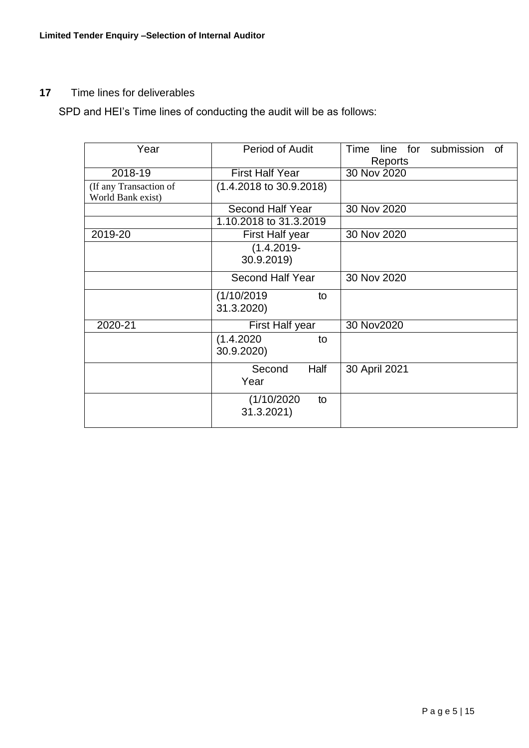**17** Time lines for deliverables

SPD and HEI's Time lines of conducting the audit will be as follows:

| Year | Period of Audit | Time line for submission of Reports |
|---|---|---|
| 2018-19 | First Half Year | 30 Nov 2020 |
| (If any Transaction of World Bank exist) | (1.4.2018 to 30.9.2018) | |
| | Second Half Year | 30 Nov 2020 |
| | 1.10.2018 to 31.3.2019 | |
| 2019-20 | First Half year | 30 Nov 2020 |
| | (1.4.2019-30.9.2019) | |
| | Second Half Year | 30 Nov 2020 |
| | (1/10/2019 to 31.3.2020) | |
| 2020-21 | First Half year | 30 Nov2020 |
| | (1.4.2020 to 30.9.2020) | |
| | Second Half Year | 30 April 2021 |
| | (1/10/2020 to 31.3.2021) | |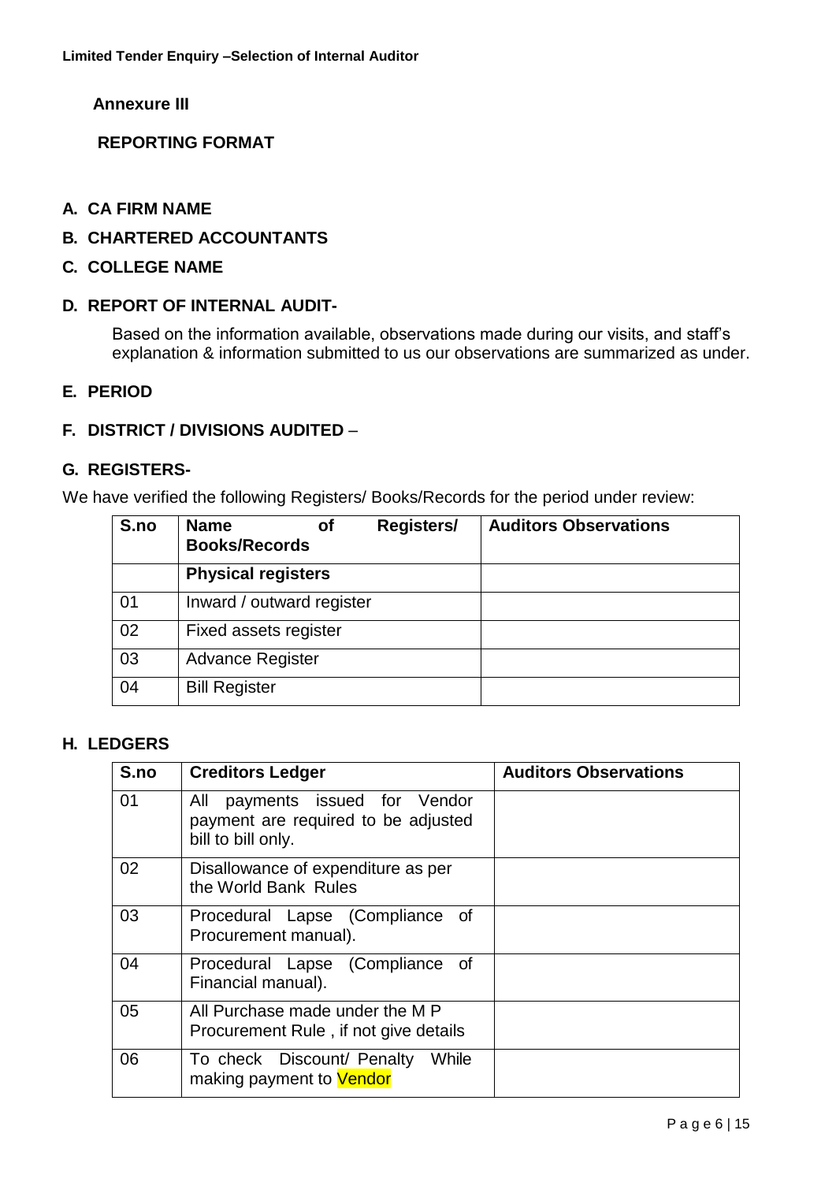## Annexure III

## REPORTING FORMAT

**A. CA FIRM NAME**

**B. CHARTERED ACCOUNTANTS**

**C. COLLEGE NAME**

**D. REPORT OF INTERNAL AUDIT-**

Based on the information available, observations made during our visits, and staff's explanation & information submitted to us our observations are summarized as under.

**E. PERIOD**

**F. DISTRICT / DIVISIONS AUDITED** –

**G. REGISTERS-**

We have verified the following Registers/ Books/Records for the period under review:

| S.no | Name of Registers/ Books/Records | Auditors Observations |
|---|---|---|
| | **Physical registers** | |
| 01 | Inward / outward register | |
| 02 | Fixed assets register | |
| 03 | Advance Register | |
| 04 | Bill Register | |

**H. LEDGERS**

| S.no | Creditors Ledger | Auditors Observations |
|---|---|---|
| 01 | All payments issued for Vendor payment are required to be adjusted bill to bill only. | |
| 02 | Disallowance of expenditure as per the World Bank Rules | |
| 03 | Procedural Lapse (Compliance of Procurement manual). | |
| 04 | Procedural Lapse (Compliance of Financial manual). | |
| 05 | All Purchase made under the M P Procurement Rule , if not give details | |
| 06 | To check Discount/ Penalty While making payment to Vendor | |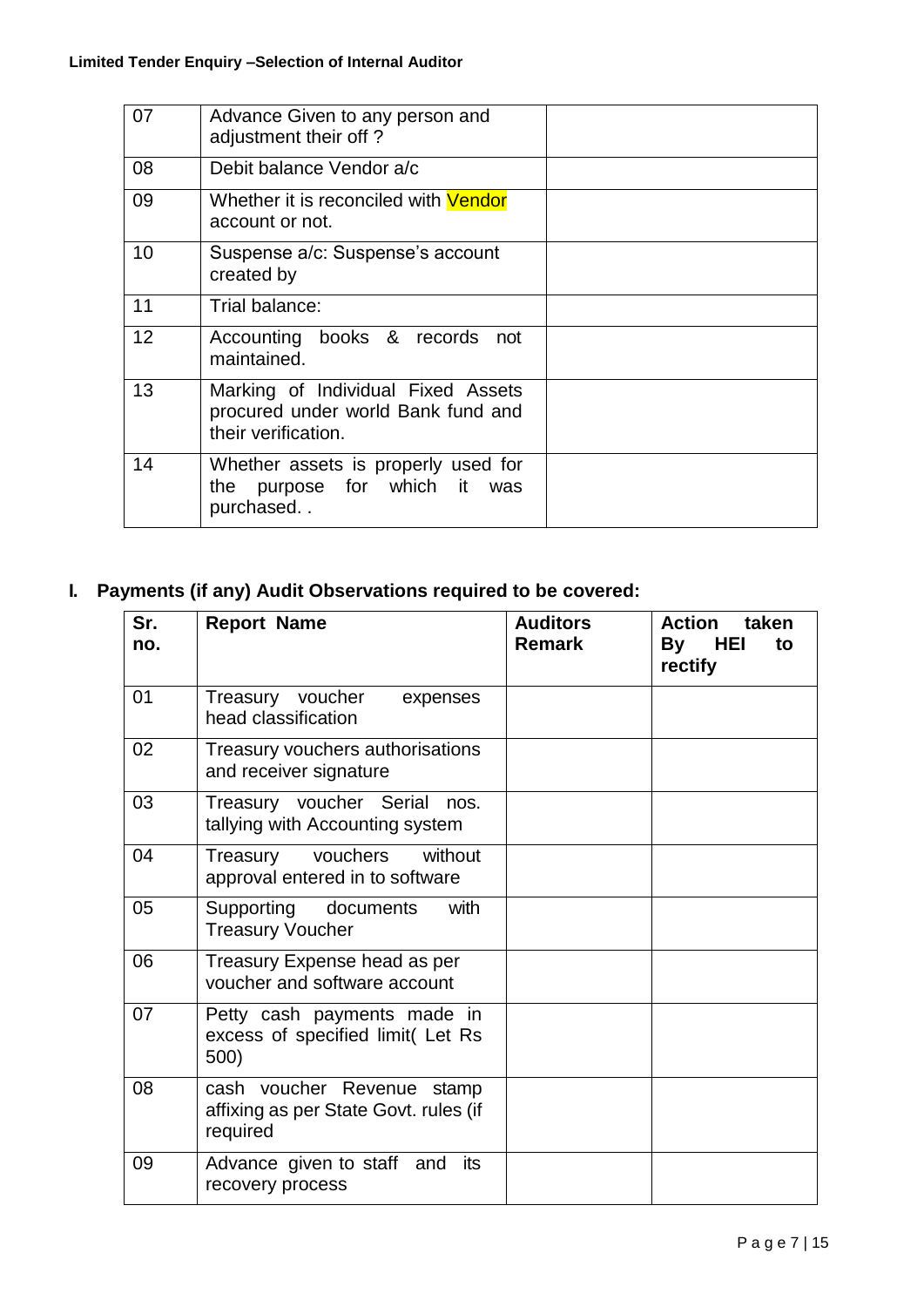| 07 | Advance Given to any person and adjustment their off ? | |
|---|---|---|
| 08 | Debit balance Vendor a/c | |
| 09 | Whether it is reconciled with Vendor account or not. | |
| 10 | Suspense a/c: Suspense's account created by | |
| 11 | Trial balance: | |
| 12 | Accounting books & records not maintained. | |
| 13 | Marking of Individual Fixed Assets procured under world Bank fund and their verification. | |
| 14 | Whether assets is properly used for the purpose for which it was purchased. . | |

**I. Payments (if any) Audit Observations required to be covered:**

| Sr. no. | Report Name | Auditors Remark | Action taken By HEI to rectify |
|---|---|---|---|
| 01 | Treasury voucher expenses head classification | | |
| 02 | Treasury vouchers authorisations and receiver signature | | |
| 03 | Treasury voucher Serial nos. tallying with Accounting system | | |
| 04 | Treasury vouchers without approval entered in to software | | |
| 05 | Supporting documents with Treasury Voucher | | |
| 06 | Treasury Expense head as per voucher and software account | | |
| 07 | Petty cash payments made in excess of specified limit( Let Rs 500) | | |
| 08 | cash voucher Revenue stamp affixing as per State Govt. rules (if required | | |
| 09 | Advance given to staff and its recovery process | | |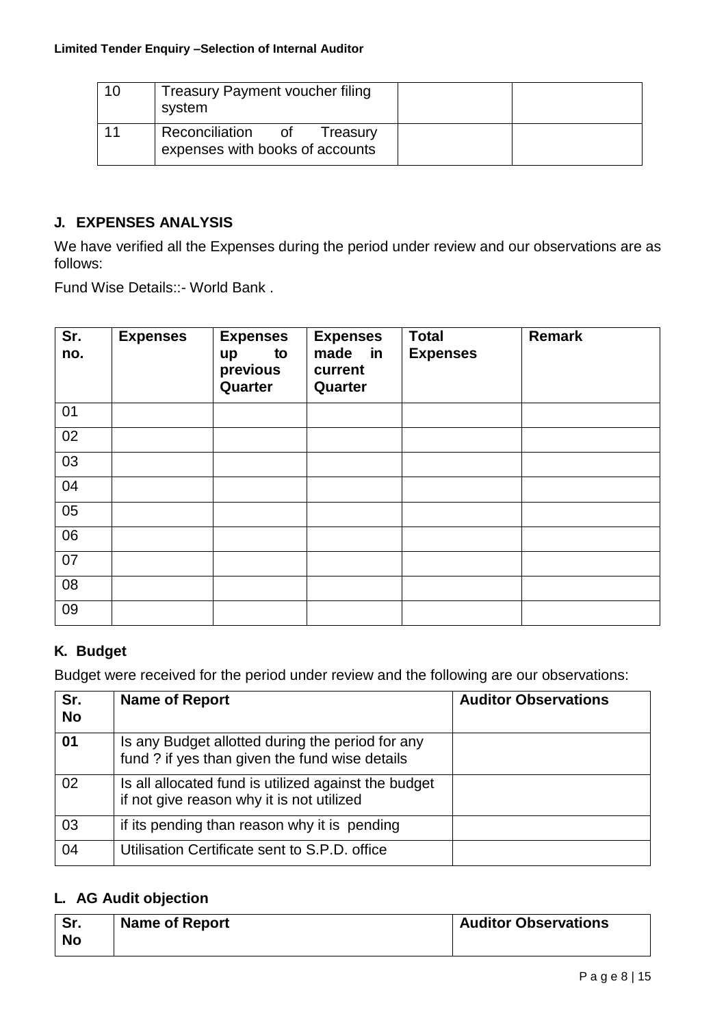| 10 | Treasury Payment voucher filing system | | |
|---|---|---|---|
| 11 | Reconciliation of Treasury expenses with books of accounts | | |

## J. EXPENSES ANALYSIS

We have verified all the Expenses during the period under review and our observations are as follows:

Fund Wise Details::- World Bank .

| Sr. no. | Expenses | Expenses up to previous Quarter | Expenses made in current Quarter | Total Expenses | Remark |
|---|---|---|---|---|---|
| 01 | | | | | |
| 02 | | | | | |
| 03 | | | | | |
| 04 | | | | | |
| 05 | | | | | |
| 06 | | | | | |
| 07 | | | | | |
| 08 | | | | | |
| 09 | | | | | |

## K. Budget

Budget were received for the period under review and the following are our observations:

| Sr. No | Name of Report | Auditor Observations |
|---|---|---|
| **01** | Is any Budget allotted during the period for any fund ? if yes than given the fund wise details | |
| 02 | Is all allocated fund is utilized against the budget if not give reason why it is not utilized | |
| 03 | if its pending than reason why it is pending | |
| 04 | Utilisation Certificate sent to S.P.D. office | |

## L. AG Audit objection

| Sr. No | Name of Report | Auditor Observations |
|---|---|---|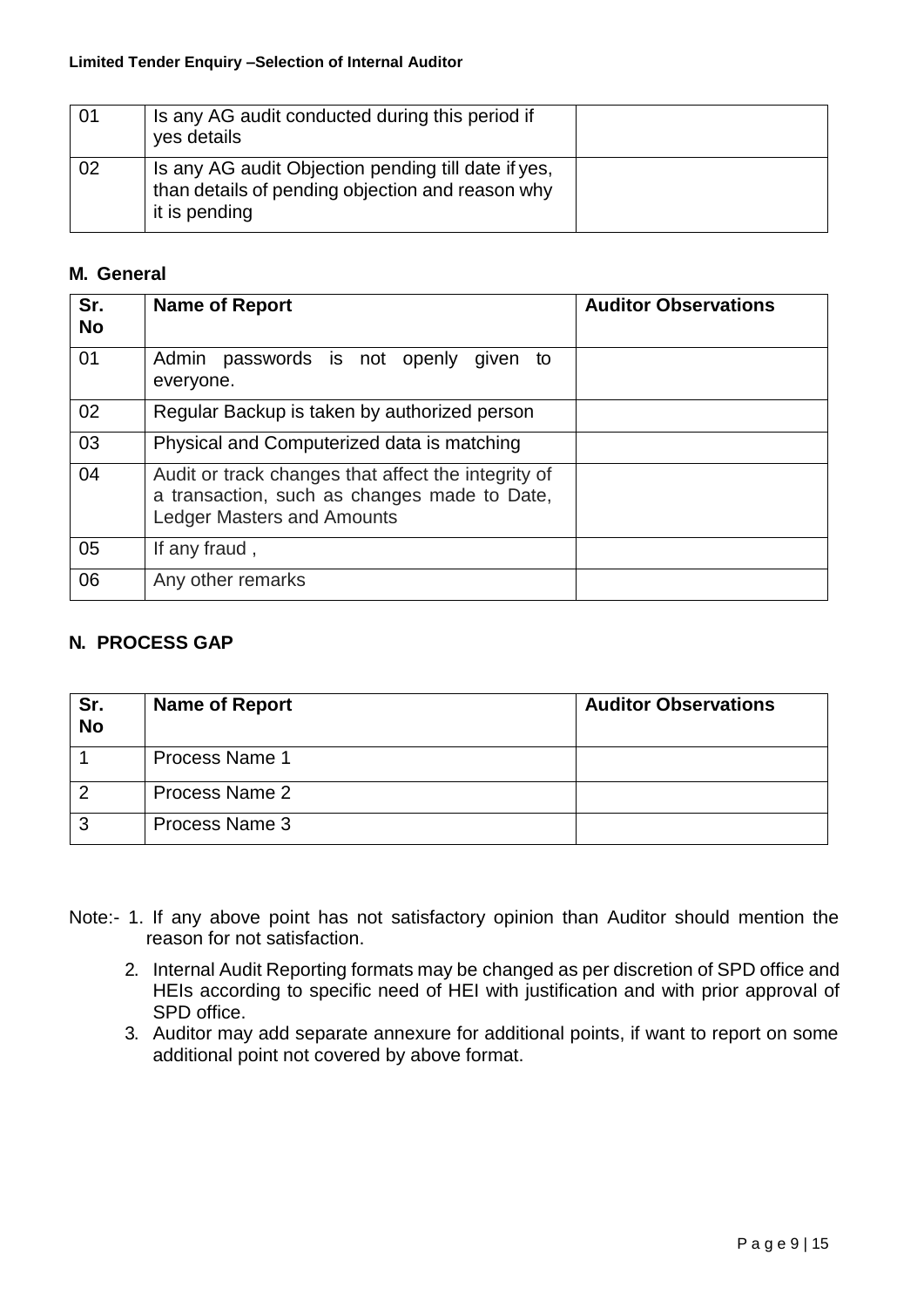| | | |
|---|---|---|
| 01 | Is any AG audit conducted during this period if yes details | |
| 02 | Is any AG audit Objection pending till date if yes, than details of pending objection and reason why it is pending | |

**M. General**

| Sr. No | Name of Report | Auditor Observations |
|---|---|---|
| 01 | Admin passwords is not openly given to everyone. | |
| 02 | Regular Backup is taken by authorized person | |
| 03 | Physical and Computerized data is matching | |
| 04 | Audit or track changes that affect the integrity of a transaction, such as changes made to Date, Ledger Masters and Amounts | |
| 05 | If any fraud , | |
| 06 | Any other remarks | |

**N. PROCESS GAP**

| Sr. No | Name of Report | Auditor Observations |
|---|---|---|
| 1 | Process Name 1 | |
| 2 | Process Name 2 | |
| 3 | Process Name 3 | |

Note:- 1. If any above point has not satisfactory opinion than Auditor should mention the reason for not satisfaction.

2. Internal Audit Reporting formats may be changed as per discretion of SPD office and HEIs according to specific need of HEI with justification and with prior approval of SPD office.
3. Auditor may add separate annexure for additional points, if want to report on some additional point not covered by above format.